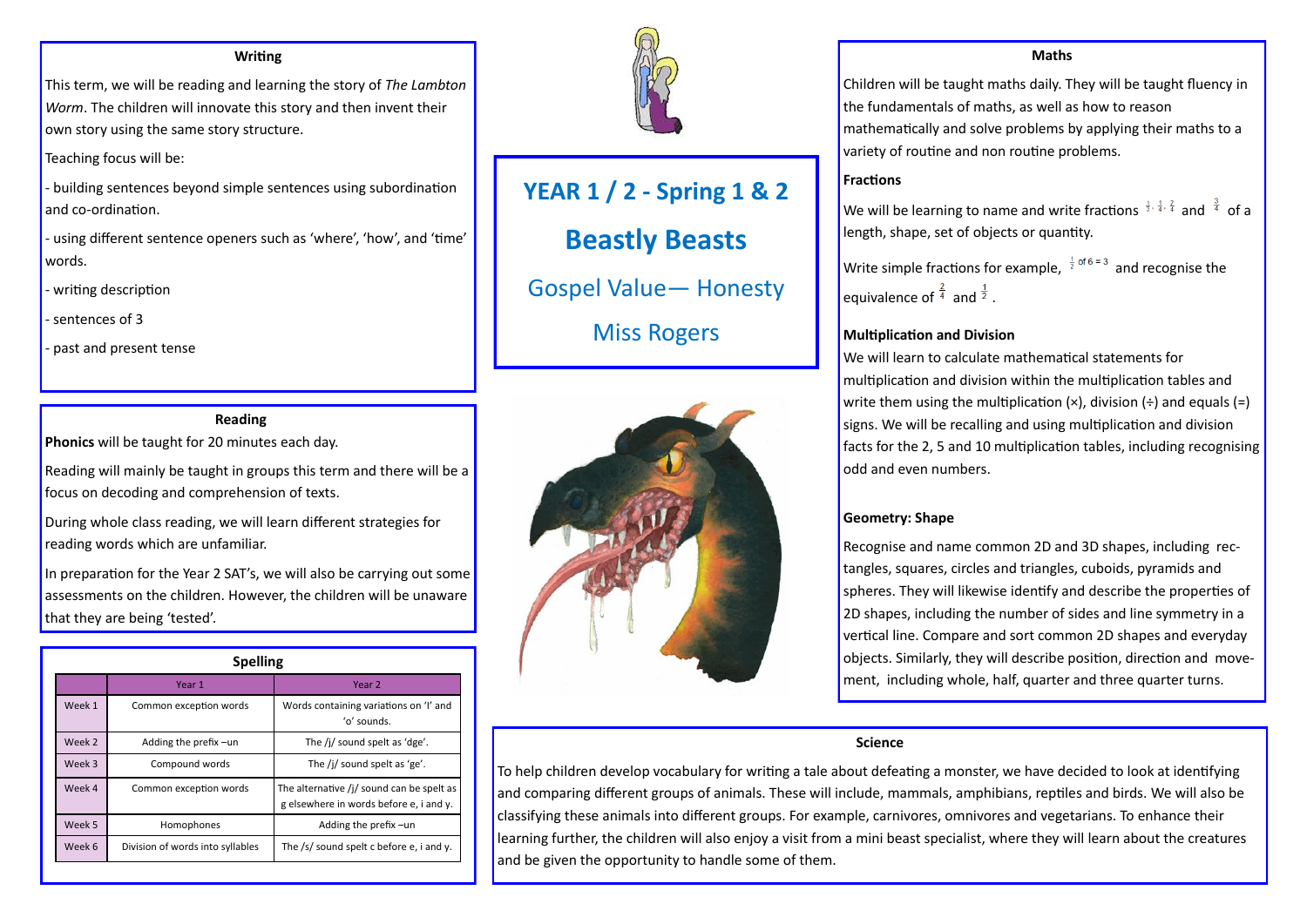# YEAR 1 / 2 - Spring 1 & 2

## Beastly Beasts

Gospel Value— Honesty

Miss Rogers

### Writing

This term, we will be reading and learning the story of *The Lambton Worm*. The children will innovate this story and then invent their own story using the same story structure.

Teaching focus will be:

- building sentences beyond simple sentences using subordination and co-ordination.
- using different sentence openers such as 'where', 'how', and 'time' words.
- writing description
- sentences of 3
- past and present tense

### Reading

**Phonics** will be taught for 20 minutes each day.

Reading will mainly be taught in groups this term and there will be a focus on decoding and comprehension of texts.

During whole class reading, we will learn different strategies for reading words which are unfamiliar.

In preparation for the Year 2 SAT's, we will also be carrying out some assessments on the children. However, the children will be unaware that they are being 'tested'.

### Spelling

| | Year 1 | Year 2 |
|---|---|---|
| Week 1 | Common exception words | Words containing variations on 'I' and 'o' sounds. |
| Week 2 | Adding the prefix –un | The /j/ sound spelt as 'dge'. |
| Week 3 | Compound words | The /j/ sound spelt as 'ge'. |
| Week 4 | Common exception words | The alternative /j/ sound can be spelt as g elsewhere in words before e, i and y. |
| Week 5 | Homophones | Adding the prefix –un |
| Week 6 | Division of words into syllables | The /s/ sound spelt c before e, i and y. |

### Maths

Children will be taught maths daily. They will be taught fluency in the fundamentals of maths, as well as how to reason mathematically and solve problems by applying their maths to a variety of routine and non routine problems.

**Fractions**

We will be learning to name and write fractions $\frac{1}{3}$, $\frac{1}{4}$, $\frac{2}{4}$ and $\frac{3}{4}$ of a length, shape, set of objects or quantity.

Write simple fractions for example, $\frac{1}{2}$ of $6 = 3$ and recognise the equivalence of $\frac{2}{4}$ and $\frac{1}{2}$.

**Multiplication and Division**

We will learn to calculate mathematical statements for multiplication and division within the multiplication tables and write them using the multiplication (×), division (÷) and equals (=) signs. We will be recalling and using multiplication and division facts for the 2, 5 and 10 multiplication tables, including recognising odd and even numbers.

**Geometry: Shape**

Recognise and name common 2D and 3D shapes, including rectangles, squares, circles and triangles, cuboids, pyramids and spheres. They will likewise identify and describe the properties of 2D shapes, including the number of sides and line symmetry in a vertical line. Compare and sort common 2D shapes and everyday objects. Similarly, they will describe position, direction and movement, including whole, half, quarter and three quarter turns.

### Science

To help children develop vocabulary for writing a tale about defeating a monster, we have decided to look at identifying and comparing different groups of animals. These will include, mammals, amphibians, reptiles and birds. We will also be classifying these animals into different groups. For example, carnivores, omnivores and vegetarians. To enhance their learning further, the children will also enjoy a visit from a mini beast specialist, where they will learn about the creatures and be given the opportunity to handle some of them.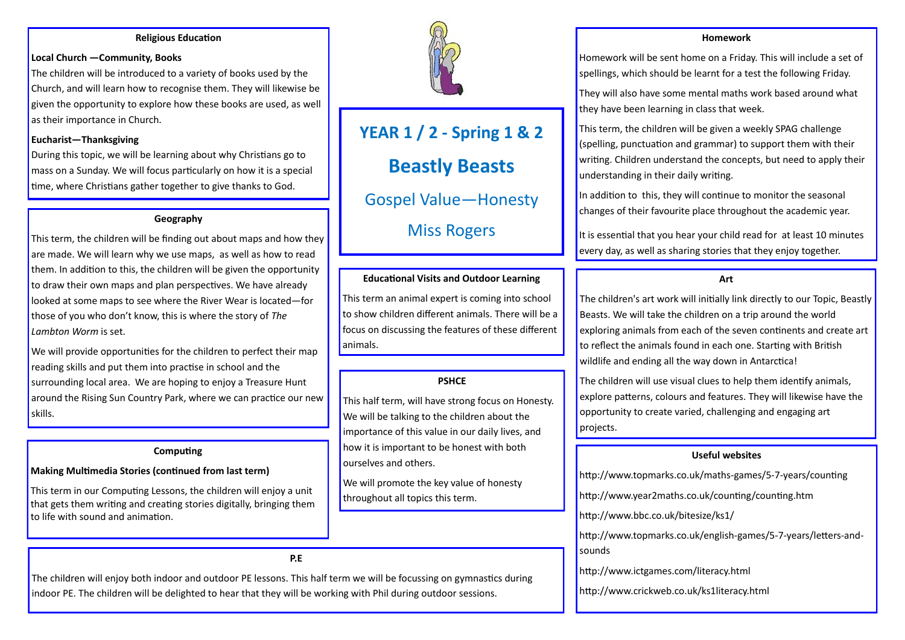# YEAR 1 / 2 - Spring 1 & 2

# Beastly Beasts

## Gospel Value—Honesty

## Miss Rogers

### Religious Education

**Local Church —Community, Books**

The children will be introduced to a variety of books used by the Church, and will learn how to recognise them. They will likewise be given the opportunity to explore how these books are used, as well as their importance in Church.

**Eucharist—Thanksgiving**

During this topic, we will be learning about why Christians go to mass on a Sunday. We will focus particularly on how it is a special time, where Christians gather together to give thanks to God.

### Geography

This term, the children will be finding out about maps and how they are made. We will learn why we use maps, as well as how to read them. In addition to this, the children will be given the opportunity to draw their own maps and plan perspectives. We have already looked at some maps to see where the River Wear is located—for those of you who don't know, this is where the story of *The Lambton Worm* is set.

We will provide opportunities for the children to perfect their map reading skills and put them into practise in school and the surrounding local area. We are hoping to enjoy a Treasure Hunt around the Rising Sun Country Park, where we can practice our new skills.

### Computing

**Making Multimedia Stories (continued from last term)**

This term in our Computing Lessons, the children will enjoy a unit that gets them writing and creating stories digitally, bringing them to life with sound and animation.

### Educational Visits and Outdoor Learning

This term an animal expert is coming into school to show children different animals. There will be a focus on discussing the features of these different animals.

### PSHCE

This half term, will have strong focus on Honesty. We will be talking to the children about the importance of this value in our daily lives, and how it is important to be honest with both ourselves and others.

We will promote the key value of honesty throughout all topics this term.

### P.E

The children will enjoy both indoor and outdoor PE lessons. This half term we will be focussing on gymnastics during indoor PE. The children will be delighted to hear that they will be working with Phil during outdoor sessions.

### Homework

Homework will be sent home on a Friday. This will include a set of spellings, which should be learnt for a test the following Friday.

They will also have some mental maths work based around what they have been learning in class that week.

This term, the children will be given a weekly SPAG challenge (spelling, punctuation and grammar) to support them with their writing. Children understand the concepts, but need to apply their understanding in their daily writing.

In addition to this, they will continue to monitor the seasonal changes of their favourite place throughout the academic year.

It is essential that you hear your child read for at least 10 minutes every day, as well as sharing stories that they enjoy together.

### Art

The children's art work will initially link directly to our Topic, Beastly Beasts. We will take the children on a trip around the world exploring animals from each of the seven continents and create art to reflect the animals found in each one. Starting with British wildlife and ending all the way down in Antarctica!

The children will use visual clues to help them identify animals, explore patterns, colours and features. They will likewise have the opportunity to create varied, challenging and engaging art projects.

### Useful websites

http://www.topmarks.co.uk/maths-games/5-7-years/counting

http://www.year2maths.co.uk/counting/counting.htm

http://www.bbc.co.uk/bitesize/ks1/

http://www.topmarks.co.uk/english-games/5-7-years/letters-and-sounds

http://www.ictgames.com/literacy.html

http://www.crickweb.co.uk/ks1literacy.html